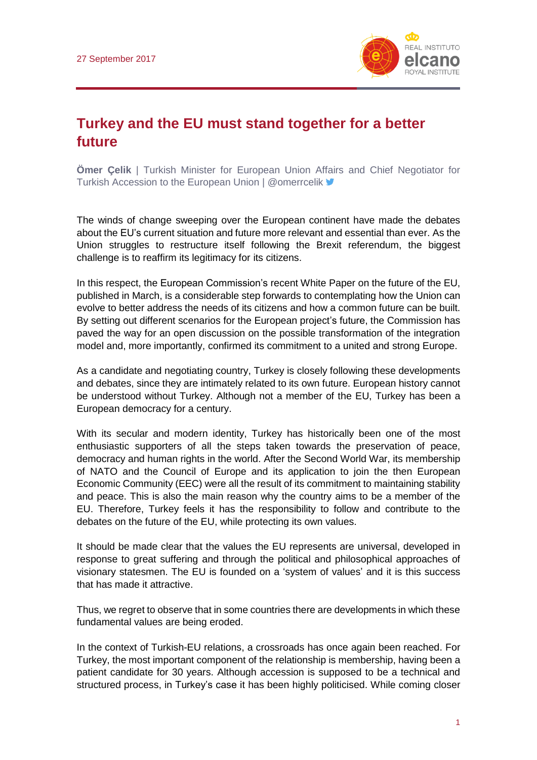27 September 2017

# Turkey and the EU must stand together for a better future

**Ömer Çelik** | Turkish Minister for European Union Affairs and Chief Negotiator for Turkish Accession to the European Union | @omerrcelik

The winds of change sweeping over the European continent have made the debates about the EU's current situation and future more relevant and essential than ever. As the Union struggles to restructure itself following the Brexit referendum, the biggest challenge is to reaffirm its legitimacy for its citizens.

In this respect, the European Commission's recent White Paper on the future of the EU, published in March, is a considerable step forwards to contemplating how the Union can evolve to better address the needs of its citizens and how a common future can be built. By setting out different scenarios for the European project's future, the Commission has paved the way for an open discussion on the possible transformation of the integration model and, more importantly, confirmed its commitment to a united and strong Europe.

As a candidate and negotiating country, Turkey is closely following these developments and debates, since they are intimately related to its own future. European history cannot be understood without Turkey. Although not a member of the EU, Turkey has been a European democracy for a century.

With its secular and modern identity, Turkey has historically been one of the most enthusiastic supporters of all the steps taken towards the preservation of peace, democracy and human rights in the world. After the Second World War, its membership of NATO and the Council of Europe and its application to join the then European Economic Community (EEC) were all the result of its commitment to maintaining stability and peace. This is also the main reason why the country aims to be a member of the EU. Therefore, Turkey feels it has the responsibility to follow and contribute to the debates on the future of the EU, while protecting its own values.

It should be made clear that the values the EU represents are universal, developed in response to great suffering and through the political and philosophical approaches of visionary statesmen. The EU is founded on a 'system of values' and it is this success that has made it attractive.

Thus, we regret to observe that in some countries there are developments in which these fundamental values are being eroded.

In the context of Turkish-EU relations, a crossroads has once again been reached. For Turkey, the most important component of the relationship is membership, having been a patient candidate for 30 years. Although accession is supposed to be a technical and structured process, in Turkey's case it has been highly politicised. While coming closer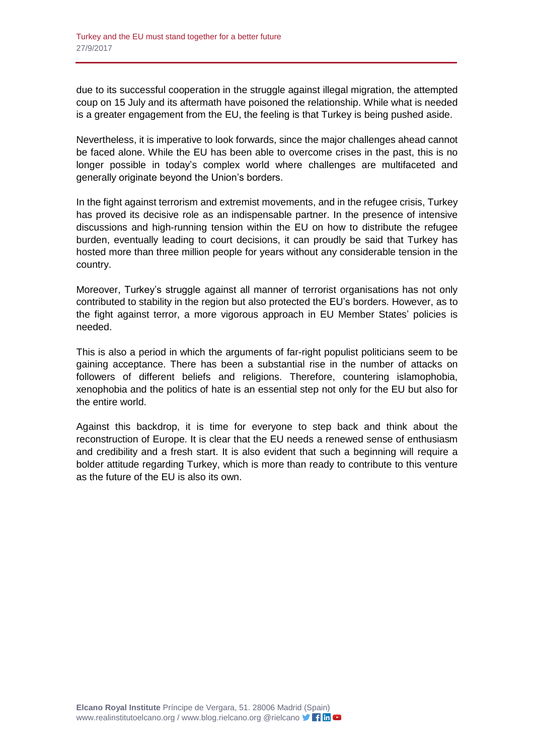due to its successful cooperation in the struggle against illegal migration, the attempted coup on 15 July and its aftermath have poisoned the relationship. While what is needed is a greater engagement from the EU, the feeling is that Turkey is being pushed aside.

Nevertheless, it is imperative to look forwards, since the major challenges ahead cannot be faced alone. While the EU has been able to overcome crises in the past, this is no longer possible in today's complex world where challenges are multifaceted and generally originate beyond the Union's borders.

In the fight against terrorism and extremist movements, and in the refugee crisis, Turkey has proved its decisive role as an indispensable partner. In the presence of intensive discussions and high-running tension within the EU on how to distribute the refugee burden, eventually leading to court decisions, it can proudly be said that Turkey has hosted more than three million people for years without any considerable tension in the country.

Moreover, Turkey's struggle against all manner of terrorist organisations has not only contributed to stability in the region but also protected the EU's borders. However, as to the fight against terror, a more vigorous approach in EU Member States' policies is needed.

This is also a period in which the arguments of far-right populist politicians seem to be gaining acceptance. There has been a substantial rise in the number of attacks on followers of different beliefs and religions. Therefore, countering islamophobia, xenophobia and the politics of hate is an essential step not only for the EU but also for the entire world.

Against this backdrop, it is time for everyone to step back and think about the reconstruction of Europe. It is clear that the EU needs a renewed sense of enthusiasm and credibility and a fresh start. It is also evident that such a beginning will require a bolder attitude regarding Turkey, which is more than ready to contribute to this venture as the future of the EU is also its own.